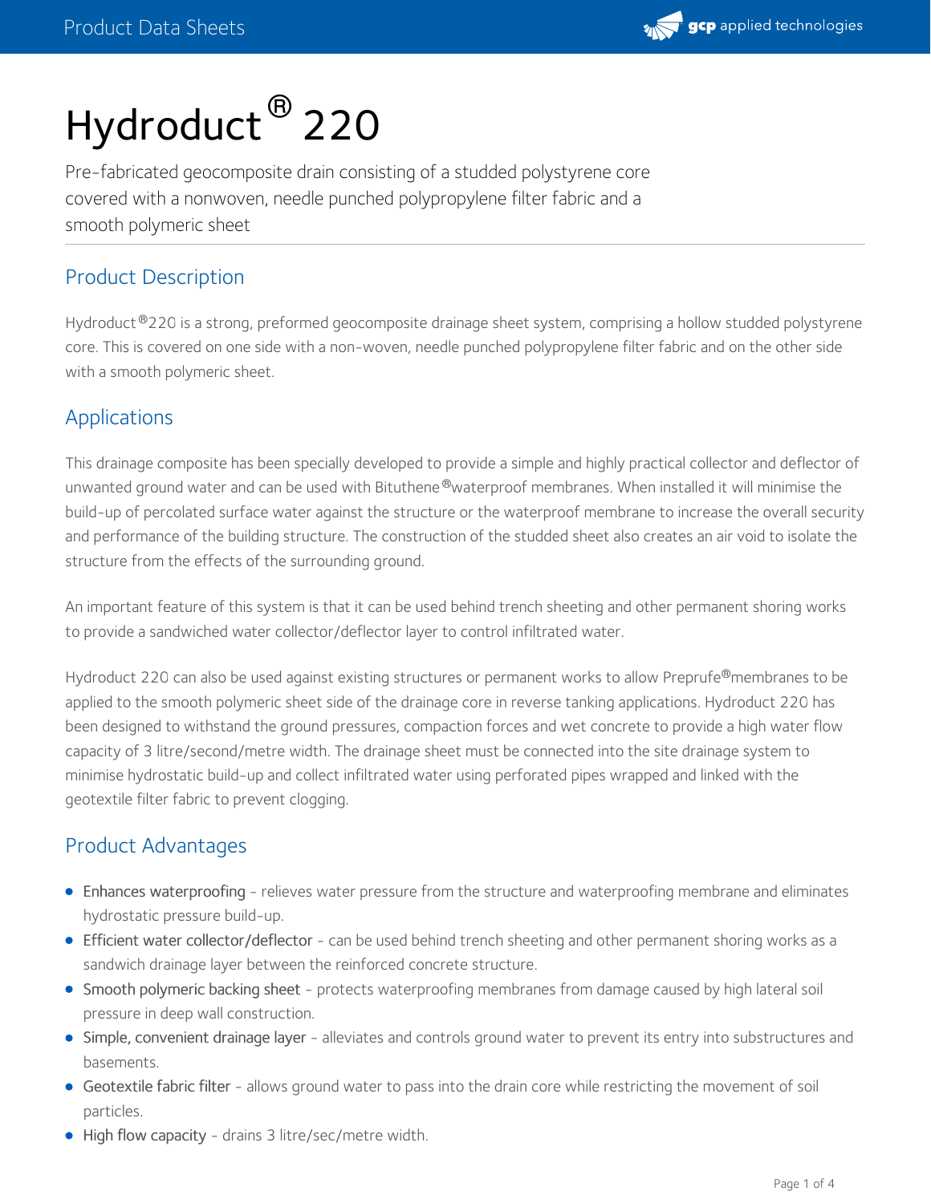# Hydroduct® 220

Pre-fabricated geocomposite drain consisting of a studded polystyrene core covered with a nonwoven, needle punched polypropylene filter fabric and a smooth polymeric sheet

## Product Description

Hydroduct®220 is a strong, preformed geocomposite drainage sheet system, comprising a hollow studded polystyrene core. This is covered on one side with a non-woven, needle punched polypropylene filter fabric and on the other side with a smooth polymeric sheet.

## Applications

This drainage composite has been specially developed to provide a simple and highly practical collector and deflector of unwanted ground water and can be used with Bituthene®waterproof membranes. When installed it will minimise the build-up of percolated surface water against the structure or the waterproof membrane to increase the overall security and performance of the building structure. The construction of the studded sheet also creates an air void to isolate the structure from the effects of the surrounding ground.

An important feature of this system is that it can be used behind trench sheeting and other permanent shoring works to provide a sandwiched water collector/deflector layer to control infiltrated water.

Hydroduct 220 can also be used against existing structures or permanent works to allow Preprufe®membranes to be applied to the smooth polymeric sheet side of the drainage core in reverse tanking applications. Hydroduct 220 has been designed to withstand the ground pressures, compaction forces and wet concrete to provide a high water flow capacity of 3 litre/second/metre width. The drainage sheet must be connected into the site drainage system to minimise hydrostatic build-up and collect infiltrated water using perforated pipes wrapped and linked with the geotextile filter fabric to prevent clogging.

## Product Advantages

- Enhances waterproofing - relieves water pressure from the structure and waterproofing membrane and eliminates hydrostatic pressure build-up.
- Efficient water collector/deflector - can be used behind trench sheeting and other permanent shoring works as a sandwich drainage layer between the reinforced concrete structure.
- Smooth polymeric backing sheet - protects waterproofing membranes from damage caused by high lateral soil pressure in deep wall construction.
- Simple, convenient drainage layer - alleviates and controls ground water to prevent its entry into substructures and basements.
- Geotextile fabric filter - allows ground water to pass into the drain core while restricting the movement of soil particles.
- High flow capacity - drains 3 litre/sec/metre width.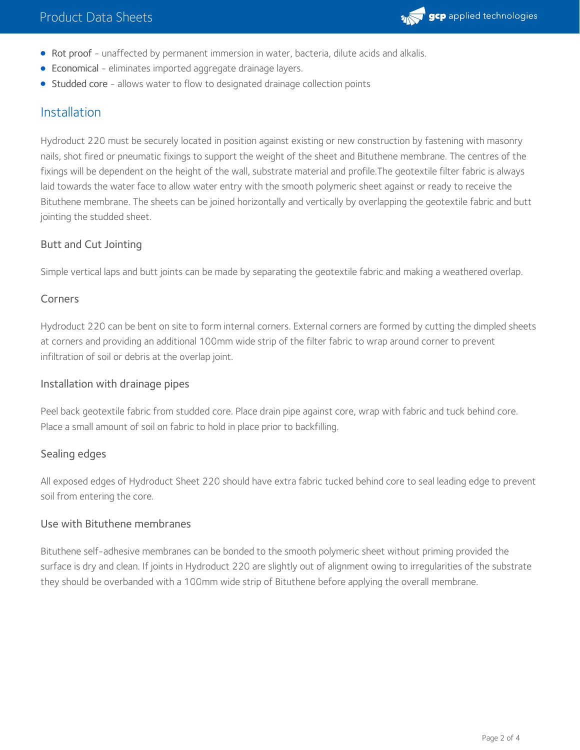- Rot proof - unaffected by permanent immersion in water, bacteria, dilute acids and alkalis.
- Economical - eliminates imported aggregate drainage layers.
- Studded core - allows water to flow to designated drainage collection points

## Installation

Hydroduct 220 must be securely located in position against existing or new construction by fastening with masonry nails, shot fired or pneumatic fixings to support the weight of the sheet and Bituthene membrane. The centres of the fixings will be dependent on the height of the wall, substrate material and profile.The geotextile filter fabric is always laid towards the water face to allow water entry with the smooth polymeric sheet against or ready to receive the Bituthene membrane. The sheets can be joined horizontally and vertically by overlapping the geotextile fabric and butt jointing the studded sheet.

### Butt and Cut Jointing

Simple vertical laps and butt joints can be made by separating the geotextile fabric and making a weathered overlap.

### Corners

Hydroduct 220 can be bent on site to form internal corners. External corners are formed by cutting the dimpled sheets at corners and providing an additional 100mm wide strip of the filter fabric to wrap around corner to prevent infiltration of soil or debris at the overlap joint.

### Installation with drainage pipes

Peel back geotextile fabric from studded core. Place drain pipe against core, wrap with fabric and tuck behind core. Place a small amount of soil on fabric to hold in place prior to backfilling.

### Sealing edges

All exposed edges of Hydroduct Sheet 220 should have extra fabric tucked behind core to seal leading edge to prevent soil from entering the core.

### Use with Bituthene membranes

Bituthene self-adhesive membranes can be bonded to the smooth polymeric sheet without priming provided the surface is dry and clean. If joints in Hydroduct 220 are slightly out of alignment owing to irregularities of the substrate they should be overbanded with a 100mm wide strip of Bituthene before applying the overall membrane.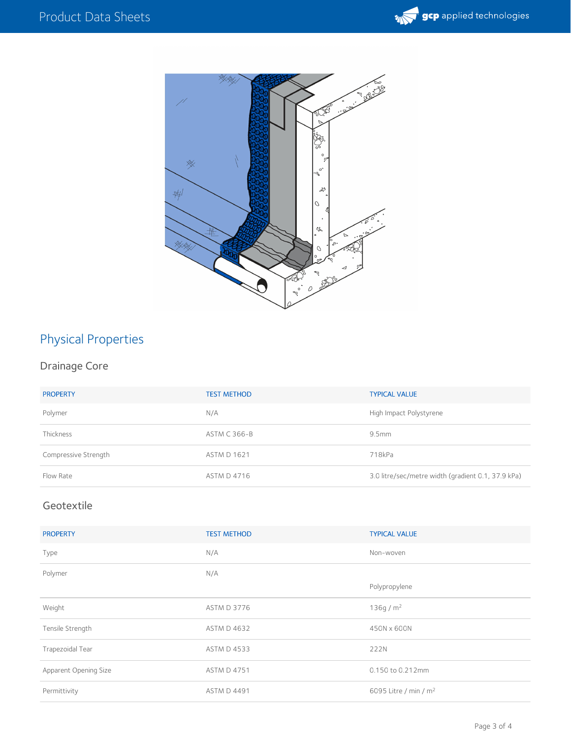## Physical Properties

### Drainage Core

| PROPERTY | TEST METHOD | TYPICAL VALUE |
|---|---|---|
| Polymer | N/A | High Impact Polystyrene |
| Thickness | ASTM C 366-B | 9.5mm |
| Compressive Strength | ASTM D 1621 | 718kPa |
| Flow Rate | ASTM D 4716 | 3.0 litre/sec/metre width (gradient 0.1, 37.9 kPa) |

### Geotextile

| PROPERTY | TEST METHOD | TYPICAL VALUE |
|---|---|---|
| Type | N/A | Non-woven |
| Polymer | N/A | Polypropylene |
| Weight | ASTM D 3776 | 136g / m$^2$ |
| Tensile Strength | ASTM D 4632 | 450N x 600N |
| Trapezoidal Tear | ASTM D 4533 | 222N |
| Apparent Opening Size | ASTM D 4751 | 0.150 to 0.212mm |
| Permittivity | ASTM D 4491 | 6095 Litre / min / m$^2$ |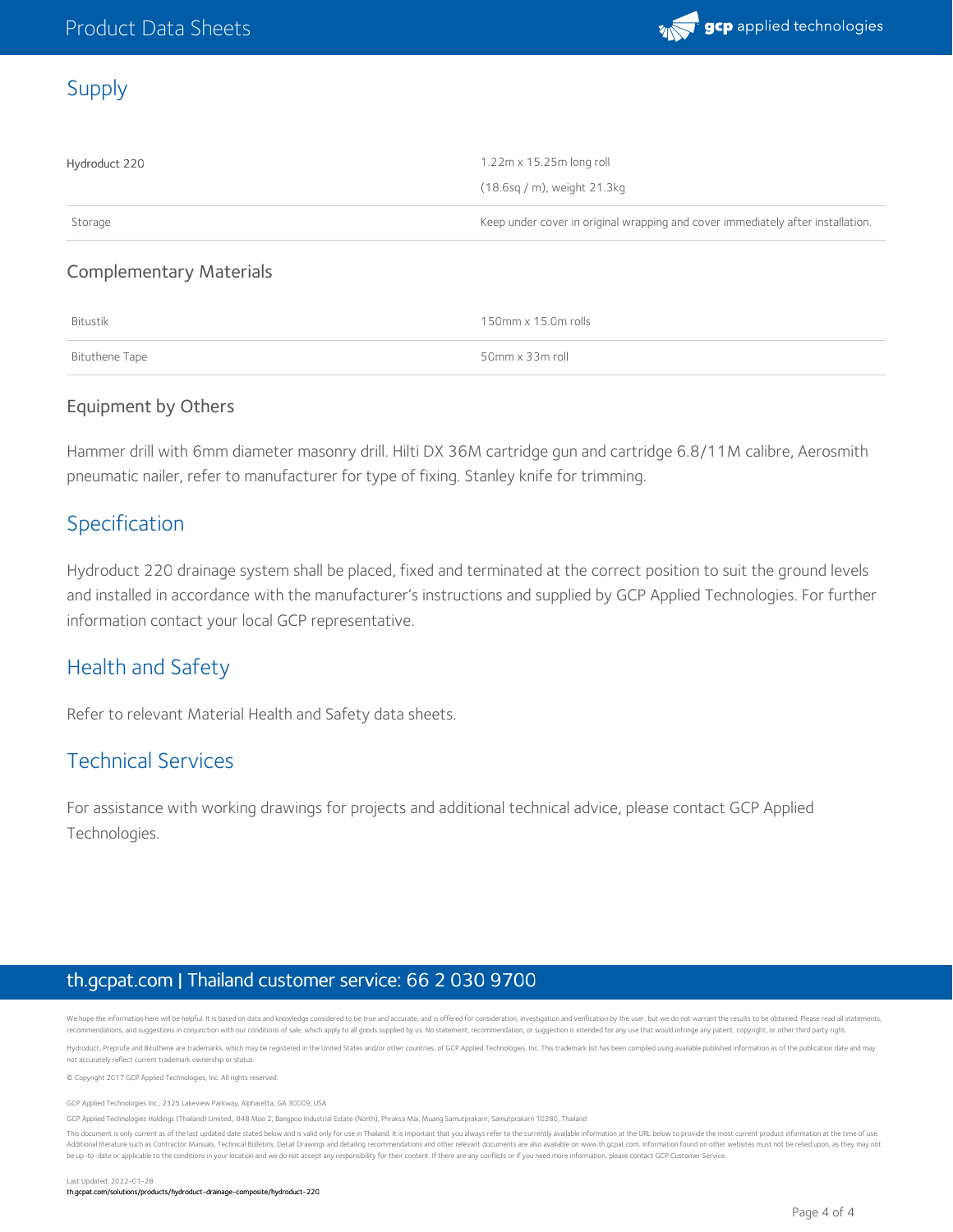## Supply

| | |
|---|---|
| Hydroduct 220 | 1.22m x 15.25m long roll<br>(18.6sq / m), weight 21.3kg |
| Storage | Keep under cover in original wrapping and cover immediately after installation. |

### Complementary Materials

| | |
|---|---|
| Bitustik | 150mm x 15.0m rolls |
| Bituthene Tape | 50mm x 33m roll |

### Equipment by Others

Hammer drill with 6mm diameter masonry drill. Hilti DX 36M cartridge gun and cartridge 6.8/11M calibre, Aerosmith pneumatic nailer, refer to manufacturer for type of fixing. Stanley knife for trimming.

## Specification

Hydroduct 220 drainage system shall be placed, fixed and terminated at the correct position to suit the ground levels and installed in accordance with the manufacturer's instructions and supplied by GCP Applied Technologies. For further information contact your local GCP representative.

## Health and Safety

Refer to relevant Material Health and Safety data sheets.

## Technical Services

For assistance with working drawings for projects and additional technical advice, please contact GCP Applied Technologies.

th.gcpat.com | Thailand customer service: 66 2 030 9700

We hope the information here will be helpful. It is based on data and knowledge considered to be true and accurate, and is offered for consideration, investigation and verification by the user, but we do not warrant the results to be obtained. Please read all statements, recommendations, and suggestions in conjunction with our conditions of sale, which apply to all goods supplied by us. No statement, recommendation, or suggestion is intended for any use that would infringe any patent, copyright, or other third party right.

Hydroduct, Preprufe and Bituthene are trademarks, which may be registered in the United States and/or other countries, of GCP Applied Technologies, Inc. This trademark list has been compiled using available published information as of the publication date and may not accurately reflect current trademark ownership or status.

© Copyright 2017 GCP Applied Technologies, Inc. All rights reserved.

GCP Applied Technologies Inc., 2325 Lakeview Parkway, Alpharetta, GA 30009, USA

GCP Applied Technologies Holdings (Thailand) Limited., 848 Moo 2, Bangpoo Industrial Estate (North), Phraksa Mai, Muang Samutprakarn, Samutprakarn 10280, Thailand

This document is only current as of the last updated date stated below and is valid only for use in Thailand. It is important that you always refer to the currently available information at the URL below to provide the most current product information at the time of use. Additional literature such as Contractor Manuals, Technical Bulletins, Detail Drawings and detailing recommendations and other relevant documents are also available on www.th.gcpat.com. Information found on other websites must not be relied upon, as they may not be up-to-date or applicable to the conditions in your location and we do not accept any responsibility for their content. If there are any conflicts or if you need more information, please contact GCP Customer Service.

Last Updated: 2022-01-28

th.gcpat.com/solutions/products/hydroduct-drainage-composite/hydroduct-220